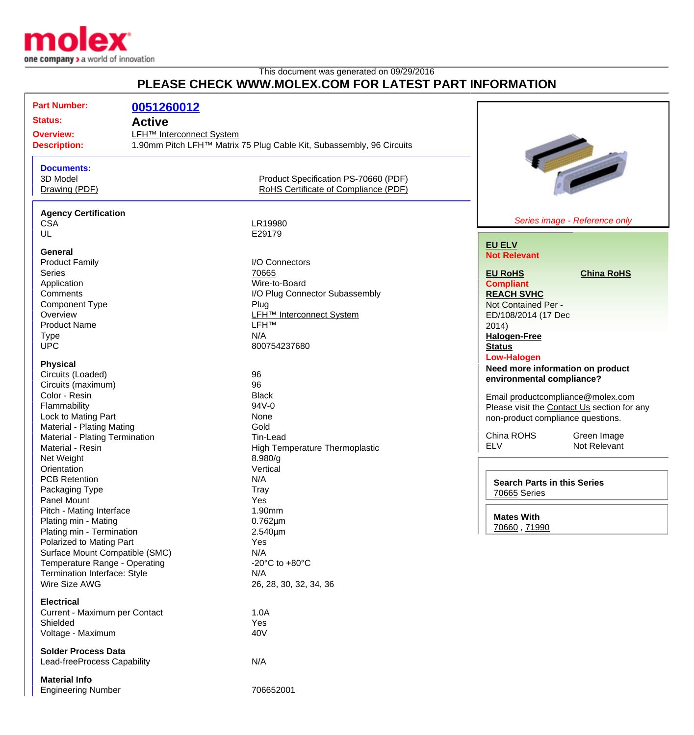molex
one company > a world of innovation

This document was generated on 09/29/2016

# PLEASE CHECK WWW.MOLEX.COM FOR LATEST PART INFORMATION

**Part Number:** 0051260012

**Status:** Active

**Overview:** LFH™ Interconnect System

**Description:** 1.90mm Pitch LFH™ Matrix 75 Plug Cable Kit, Subassembly, 96 Circuits

**Documents:**

- 3D Model
- Drawing (PDF)
- Product Specification PS-70660 (PDF)
- RoHS Certificate of Compliance (PDF)

**Agency Certification**

| | |
|---|---|
| CSA | LR19980 |
| UL | E29179 |

**General**

| | |
|---|---|
| Product Family | I/O Connectors |
| Series | 70665 |
| Application | Wire-to-Board |
| Comments | I/O Plug Connector Subassembly |
| Component Type | Plug |
| Overview | LFH™ Interconnect System |
| Product Name | LFH™ |
| Type | N/A |
| UPC | 800754237680 |

**Physical**

| | |
|---|---|
| Circuits (Loaded) | 96 |
| Circuits (maximum) | 96 |
| Color - Resin | Black |
| Flammability | 94V-0 |
| Lock to Mating Part | None |
| Material - Plating Mating | Gold |
| Material - Plating Termination | Tin-Lead |
| Material - Resin | High Temperature Thermoplastic |
| Net Weight | 8.980/g |
| Orientation | Vertical |
| PCB Retention | N/A |
| Packaging Type | Tray |
| Panel Mount | Yes |
| Pitch - Mating Interface | 1.90mm |
| Plating min - Mating | 0.762µm |
| Plating min - Termination | 2.540µm |
| Polarized to Mating Part | Yes |
| Surface Mount Compatible (SMC) | N/A |
| Temperature Range - Operating | -20°C to +80°C |
| Termination Interface: Style | N/A |
| Wire Size AWG | 26, 28, 30, 32, 34, 36 |

**Electrical**

| | |
|---|---|
| Current - Maximum per Contact | 1.0A |
| Shielded | Yes |
| Voltage - Maximum | 40V |

**Solder Process Data**

| | |
|---|---|
| Lead-freeProcess Capability | N/A |

**Material Info**

| | |
|---|---|
| Engineering Number | 706652001 |

*Series image - Reference only*

**EU ELV**
Not Relevant

**EU RoHS**
Compliant

**China RoHS**

**REACH SVHC**
Not Contained Per - ED/108/2014 (17 Dec 2014)

**Halogen-Free Status**
Low-Halogen

**Need more information on product environmental compliance?**

Email productcompliance@molex.com
Please visit the Contact Us section for any non-product compliance questions.

| | |
|---|---|
| China ROHS | Green Image |
| ELV | Not Relevant |

**Search Parts in this Series**
70665 Series

**Mates With**
70660 , 71990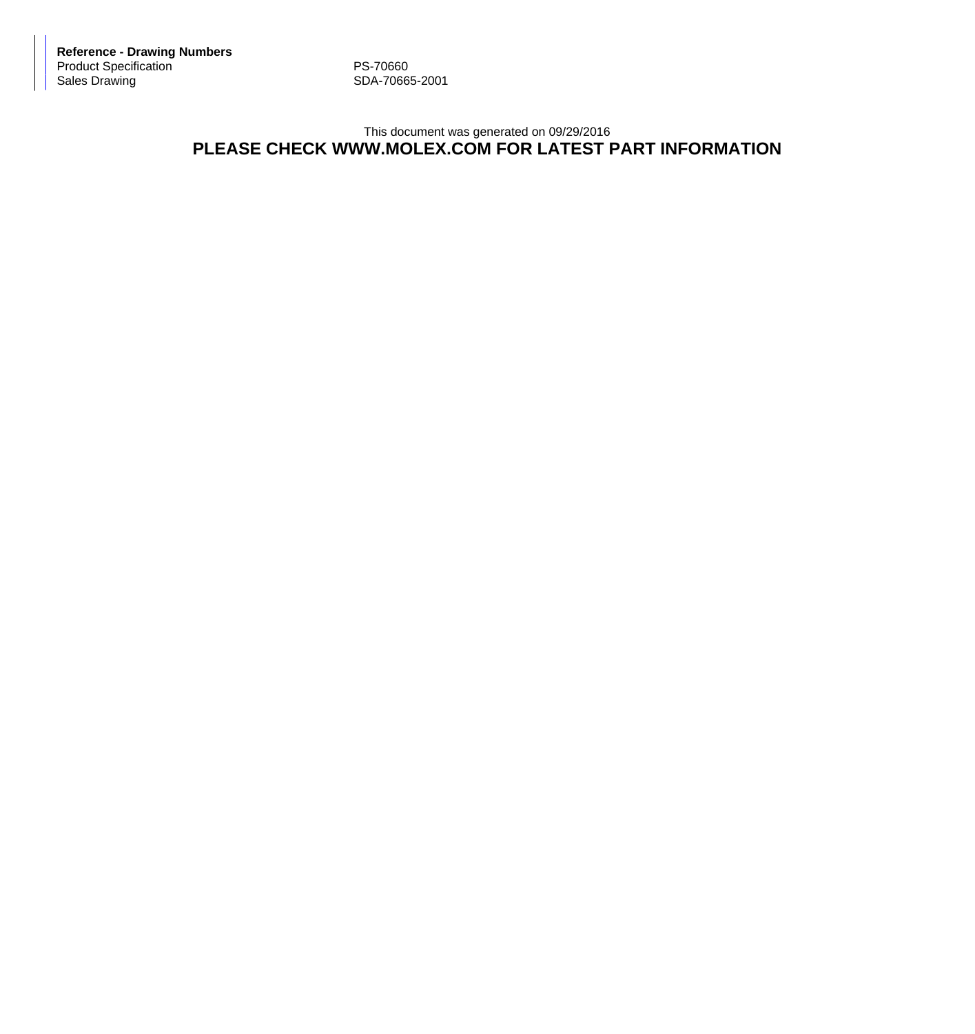**Reference - Drawing Numbers**

| | |
|---|---|
| Product Specification | PS-70660 |
| Sales Drawing | SDA-70665-2001 |

This document was generated on 09/29/2016

**PLEASE CHECK WWW.MOLEX.COM FOR LATEST PART INFORMATION**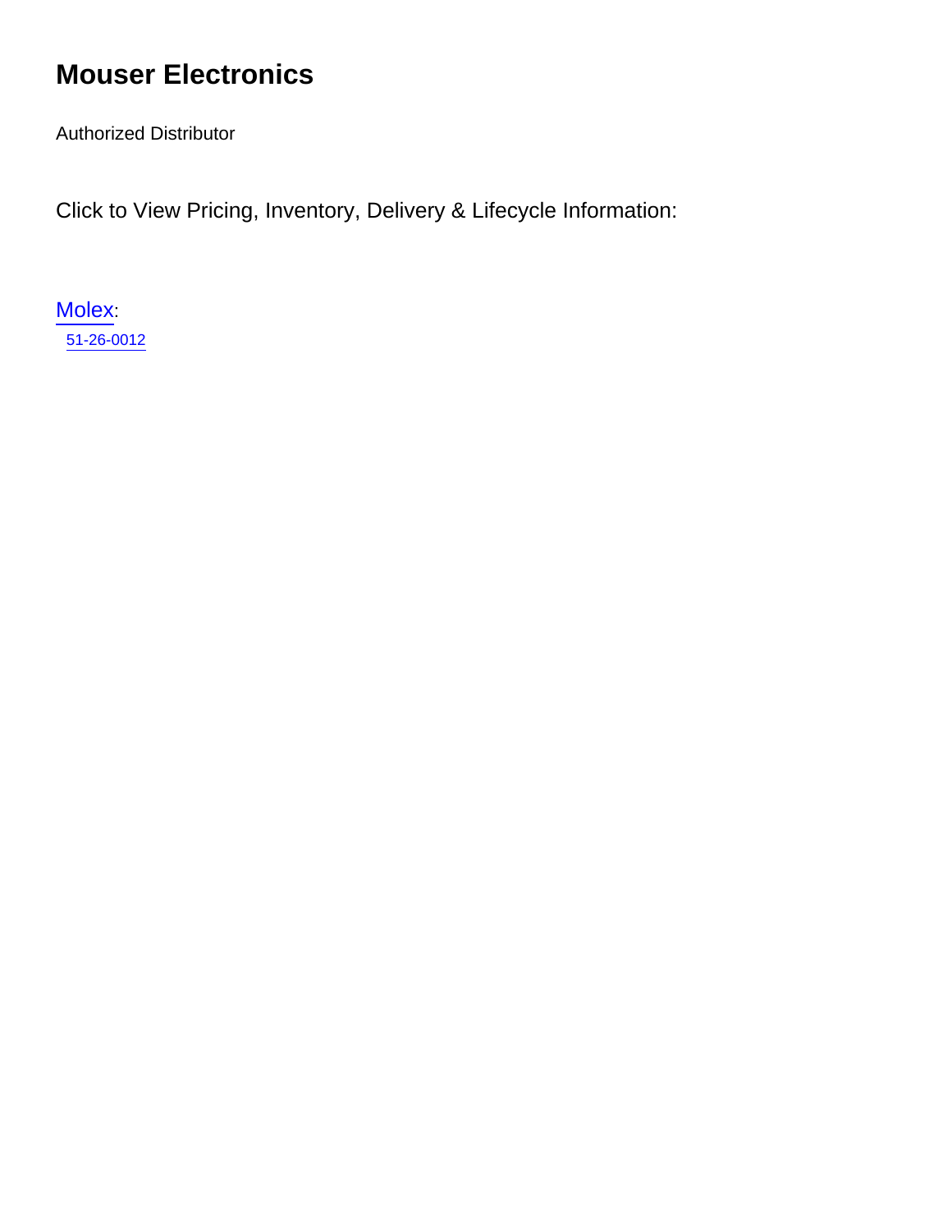# Mouser Electronics

Authorized Distributor

Click to View Pricing, Inventory, Delivery & Lifecycle Information:

Molex:

51-26-0012